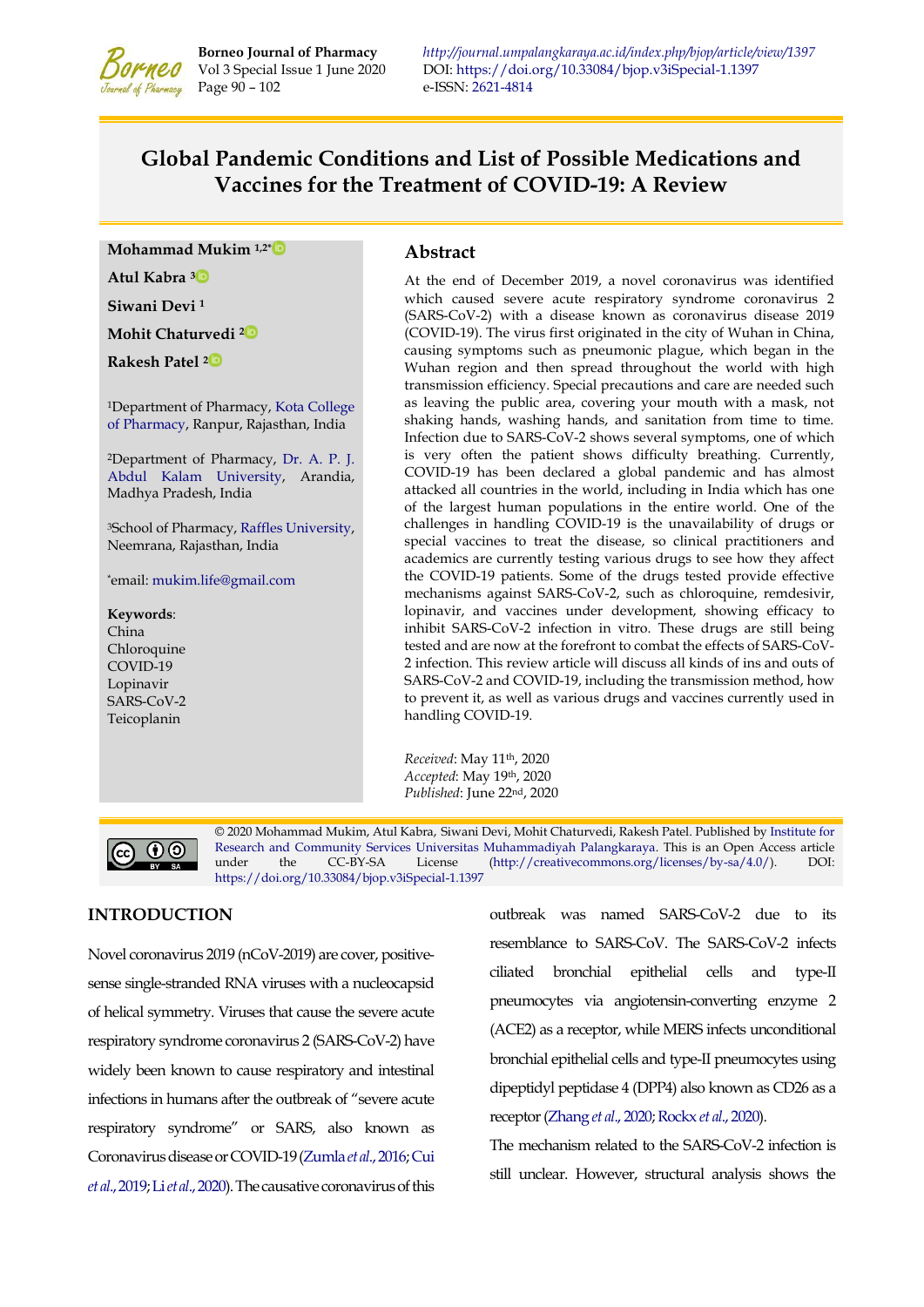# Global Pandemic Conditions and List of Possible Medications and Vaccines for the Treatment of COVID-19: A Review

**Mohammad Mukim** [1,2*]

**Atul Kabra** [3]

**Siwani Devi** [1]

**Mohit Chaturvedi** [2]

**Rakesh Patel** [2]

[1]Department of Pharmacy, Kota College of Pharmacy, Ranpur, Rajasthan, India

[2]Department of Pharmacy, Dr. A. P. J. Abdul Kalam University, Arandia, Madhya Pradesh, India

[3]School of Pharmacy, Raffles University, Neemrana, Rajasthan, India

*email: mukim.life@gmail.com

**Keywords**:
China
Chloroquine
COVID-19
Lopinavir
SARS-CoV-2
Teicoplanin

## Abstract

At the end of December 2019, a novel coronavirus was identified which caused severe acute respiratory syndrome coronavirus 2 (SARS-CoV-2) with a disease known as coronavirus disease 2019 (COVID-19). The virus first originated in the city of Wuhan in China, causing symptoms such as pneumonic plague, which began in the Wuhan region and then spread throughout the world with high transmission efficiency. Special precautions and care are needed such as leaving the public area, covering your mouth with a mask, not shaking hands, washing hands, and sanitation from time to time. Infection due to SARS-CoV-2 shows several symptoms, one of which is very often the patient shows difficulty breathing. Currently, COVID-19 has been declared a global pandemic and has almost attacked all countries in the world, including in India which has one of the largest human populations in the entire world. One of the challenges in handling COVID-19 is the unavailability of drugs or special vaccines to treat the disease, so clinical practitioners and academics are currently testing various drugs to see how they affect the COVID-19 patients. Some of the drugs tested provide effective mechanisms against SARS-CoV-2, such as chloroquine, remdesivir, lopinavir, and vaccines under development, showing efficacy to inhibit SARS-CoV-2 infection in vitro. These drugs are still being tested and are now at the forefront to combat the effects of SARS-CoV-2 infection. This review article will discuss all kinds of ins and outs of SARS-CoV-2 and COVID-19, including the transmission method, how to prevent it, as well as various drugs and vaccines currently used in handling COVID-19.

*Received*: May 11th, 2020
*Accepted*: May 19th, 2020
*Published*: June 22nd, 2020

© 2020 Mohammad Mukim, Atul Kabra, Siwani Devi, Mohit Chaturvedi, Rakesh Patel. Published by Institute for Research and Community Services Universitas Muhammadiyah Palangkaraya. This is an Open Access article under the CC-BY-SA License (http://creativecommons.org/licenses/by-sa/4.0/). DOI: https://doi.org/10.33084/bjop.v3iSpecial-1.1397

## INTRODUCTION

Novel coronavirus 2019 (nCoV-2019) are cover, positive-sense single-stranded RNA viruses with a nucleocapsid of helical symmetry. Viruses that cause the severe acute respiratory syndrome coronavirus 2 (SARS-CoV-2) have widely been known to cause respiratory and intestinal infections in humans after the outbreak of "severe acute respiratory syndrome" or SARS, also known as Coronavirus disease or COVID-19 (Zumla *et al*., 2016; Cui *et al*., 2019; Li *et al*., 2020). The causative coronavirus of this outbreak was named SARS-CoV-2 due to its resemblance to SARS-CoV. The SARS-CoV-2 infects ciliated bronchial epithelial cells and type-II pneumocytes via angiotensin-converting enzyme 2 (ACE2) as a receptor, while MERS infects unconditional bronchial epithelial cells and type-II pneumocytes using dipeptidyl peptidase 4 (DPP4) also known as CD26 as a receptor (Zhang *et al*., 2020; Rockx *et al*., 2020).

The mechanism related to the SARS-CoV-2 infection is still unclear. However, structural analysis shows the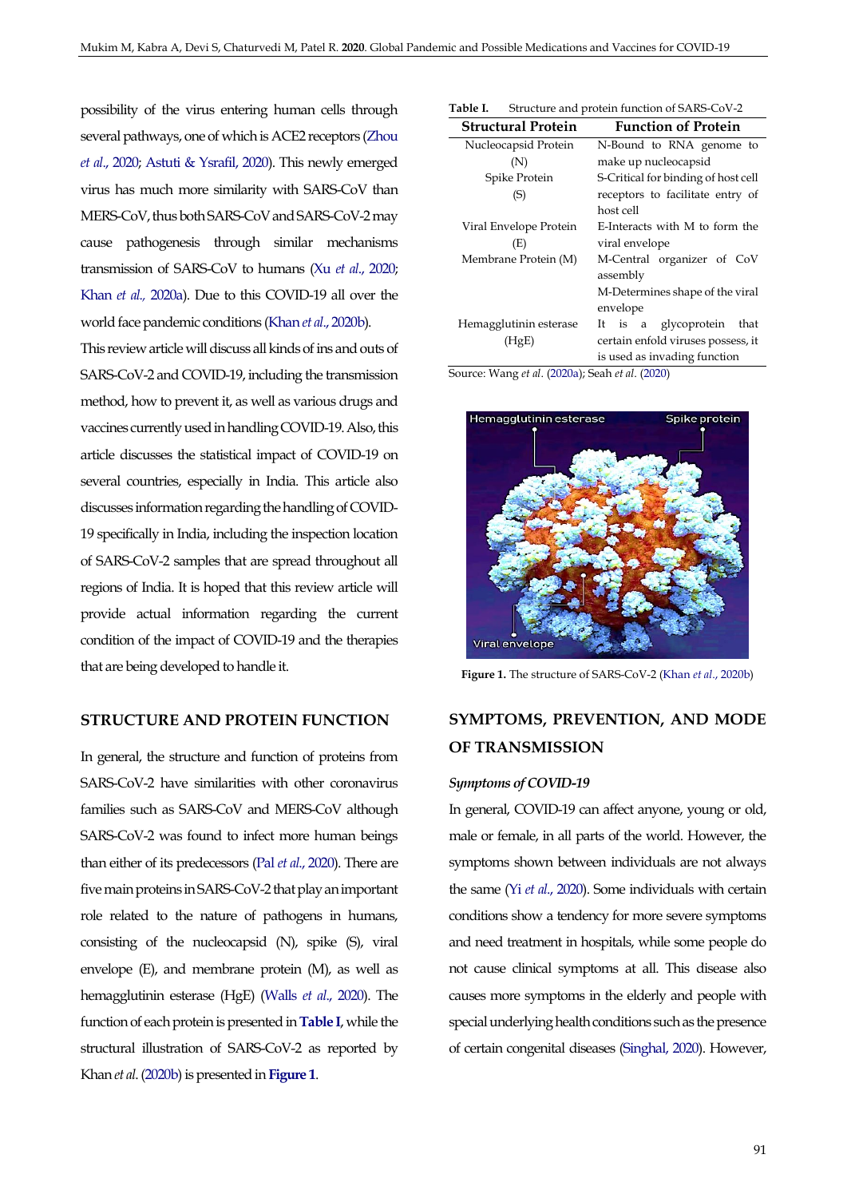possibility of the virus entering human cells through several pathways, one of which is ACE2 receptors (Zhou *et al*., 2020; Astuti & Ysrafil, 2020). This newly emerged virus has much more similarity with SARS-CoV than MERS-CoV, thus both SARS-CoV and SARS-CoV-2 may cause pathogenesis through similar mechanisms transmission of SARS-CoV to humans (Xu *et al*., 2020; Khan *et al*., 2020a). Due to this COVID-19 all over the world face pandemic conditions (Khan *et al*., 2020b).

This review article will discuss all kinds of ins and outs of SARS-CoV-2 and COVID-19, including the transmission method, how to prevent it, as well as various drugs and vaccines currently used in handling COVID-19. Also, this article discusses the statistical impact of COVID-19 on several countries, especially in India. This article also discusses information regarding the handling of COVID-19 specifically in India, including the inspection location of SARS-CoV-2 samples that are spread throughout all regions of India. It is hoped that this review article will provide actual information regarding the current condition of the impact of COVID-19 and the therapies that are being developed to handle it.

## STRUCTURE AND PROTEIN FUNCTION

In general, the structure and function of proteins from SARS-CoV-2 have similarities with other coronavirus families such as SARS-CoV and MERS-CoV although SARS-CoV-2 was found to infect more human beings than either of its predecessors (Pal *et al*., 2020). There are five main proteins in SARS-CoV-2 that play an important role related to the nature of pathogens in humans, consisting of the nucleocapsid (N), spike (S), viral envelope (E), and membrane protein (M), as well as hemagglutinin esterase (HgE) (Walls *et al*., 2020). The function of each protein is presented in **Table I**, while the structural illustration of SARS-CoV-2 as reported by Khan *et al*. (2020b) is presented in **Figure 1**.

**Table I.** Structure and protein function of SARS-CoV-2

| Structural Protein | Function of Protein |
|---|---|
| Nucleocapsid Protein (N) | N-Bound to RNA genome to make up nucleocapsid |
| Spike Protein (S) | S-Critical for binding of host cell receptors to facilitate entry of host cell |
| Viral Envelope Protein (E) | E-Interacts with M to form the viral envelope |
| Membrane Protein (M) | M-Central organizer of CoV assembly<br>M-Determines shape of the viral envelope |
| Hemagglutinin esterase (HgE) | It is a glycoprotein that certain enfold viruses possess, it is used as invading function |

Source: Wang *et al*. (2020a); Seah *et al*. (2020)

**Figure 1.** The structure of SARS-CoV-2 (Khan *et al*., 2020b)

## SYMPTOMS, PREVENTION, AND MODE OF TRANSMISSION

### *Symptoms of COVID-19*

In general, COVID-19 can affect anyone, young or old, male or female, in all parts of the world. However, the symptoms shown between individuals are not always the same (Yi *et al*., 2020). Some individuals with certain conditions show a tendency for more severe symptoms and need treatment in hospitals, while some people do not cause clinical symptoms at all. This disease also causes more symptoms in the elderly and people with special underlying health conditions such as the presence of certain congenital diseases (Singhal, 2020). However,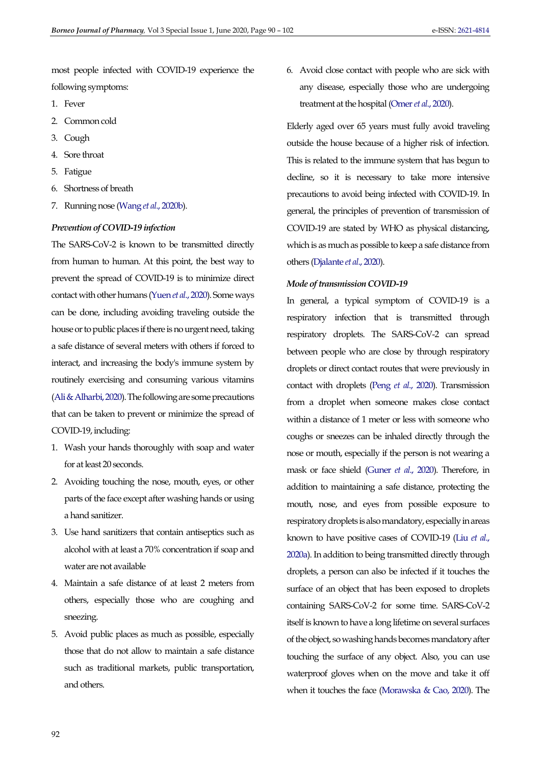most people infected with COVID-19 experience the following symptoms:

1. Fever
2. Common cold
3. Cough
4. Sore throat
5. Fatigue
6. Shortness of breath
7. Running nose (Wang *et al*., 2020b).

### *Prevention of COVID-19 infection*

The SARS-CoV-2 is known to be transmitted directly from human to human. At this point, the best way to prevent the spread of COVID-19 is to minimize direct contact with other humans (Yuen *et al*., 2020). Some ways can be done, including avoiding traveling outside the house or to public places if there is no urgent need, taking a safe distance of several meters with others if forced to interact, and increasing the body's immune system by routinely exercising and consuming various vitamins (Ali & Alharbi, 2020). The following are some precautions that can be taken to prevent or minimize the spread of COVID-19, including:

1. Wash your hands thoroughly with soap and water for at least 20 seconds.
2. Avoiding touching the nose, mouth, eyes, or other parts of the face except after washing hands or using a hand sanitizer.
3. Use hand sanitizers that contain antiseptics such as alcohol with at least a 70% concentration if soap and water are not available
4. Maintain a safe distance of at least 2 meters from others, especially those who are coughing and sneezing.
5. Avoid public places as much as possible, especially those that do not allow to maintain a safe distance such as traditional markets, public transportation, and others.
6. Avoid close contact with people who are sick with any disease, especially those who are undergoing treatment at the hospital (Omer *et al*., 2020).

Elderly aged over 65 years must fully avoid traveling outside the house because of a higher risk of infection. This is related to the immune system that has begun to decline, so it is necessary to take more intensive precautions to avoid being infected with COVID-19. In general, the principles of prevention of transmission of COVID-19 are stated by WHO as physical distancing, which is as much as possible to keep a safe distance from others (Djalante *et al*., 2020).

### *Mode of transmission COVID-19*

In general, a typical symptom of COVID-19 is a respiratory infection that is transmitted through respiratory droplets. The SARS-CoV-2 can spread between people who are close by through respiratory droplets or direct contact routes that were previously in contact with droplets (Peng *et al*., 2020). Transmission from a droplet when someone makes close contact within a distance of 1 meter or less with someone who coughs or sneezes can be inhaled directly through the nose or mouth, especially if the person is not wearing a mask or face shield (Guner *et al*., 2020). Therefore, in addition to maintaining a safe distance, protecting the mouth, nose, and eyes from possible exposure to respiratory droplets is also mandatory, especially in areas known to have positive cases of COVID-19 (Liu *et al*., 2020a). In addition to being transmitted directly through droplets, a person can also be infected if it touches the surface of an object that has been exposed to droplets containing SARS-CoV-2 for some time. SARS-CoV-2 itself is known to have a long lifetime on several surfaces of the object, so washing hands becomes mandatory after touching the surface of any object. Also, you can use waterproof gloves when on the move and take it off when it touches the face (Morawska & Cao, 2020). The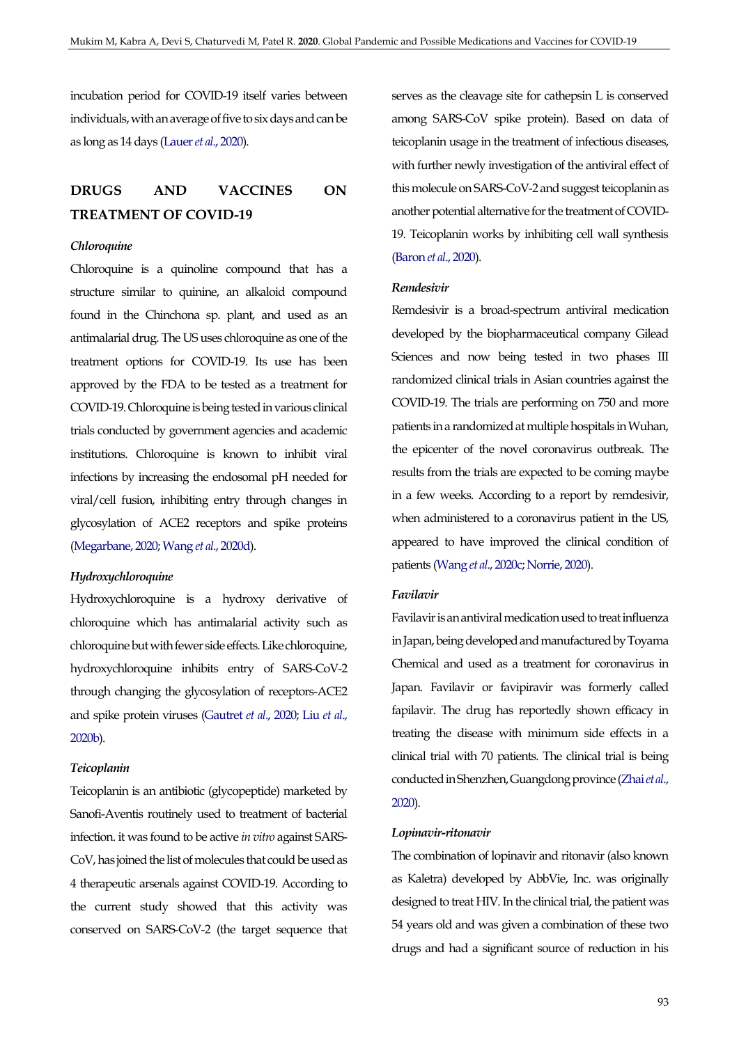incubation period for COVID-19 itself varies between individuals, with an average of five to six days and can be as long as 14 days (Lauer *et al*., 2020).

## DRUGS AND VACCINES ON TREATMENT OF COVID-19

### *Chloroquine*

Chloroquine is a quinoline compound that has a structure similar to quinine, an alkaloid compound found in the Chinchona sp. plant, and used as an antimalarial drug. The US uses chloroquine as one of the treatment options for COVID-19. Its use has been approved by the FDA to be tested as a treatment for COVID-19. Chloroquine is being tested in various clinical trials conducted by government agencies and academic institutions. Chloroquine is known to inhibit viral infections by increasing the endosomal pH needed for viral/cell fusion, inhibiting entry through changes in glycosylation of ACE2 receptors and spike proteins (Megarbane, 2020; Wang *et al*., 2020d).

### *Hydroxychloroquine*

Hydroxychloroquine is a hydroxy derivative of chloroquine which has antimalarial activity such as chloroquine but with fewer side effects. Like chloroquine, hydroxychloroquine inhibits entry of SARS-CoV-2 through changing the glycosylation of receptors-ACE2 and spike protein viruses (Gautret *et al*., 2020; Liu *et al*., 2020b).

### *Teicoplanin*

Teicoplanin is an antibiotic (glycopeptide) marketed by Sanofi-Aventis routinely used to treatment of bacterial infection. it was found to be active *in vitro* against SARS-CoV, has joined the list of molecules that could be used as 4 therapeutic arsenals against COVID-19. According to the current study showed that this activity was conserved on SARS-CoV-2 (the target sequence that serves as the cleavage site for cathepsin L is conserved among SARS-CoV spike protein). Based on data of teicoplanin usage in the treatment of infectious diseases, with further newly investigation of the antiviral effect of this molecule on SARS-CoV-2 and suggest teicoplanin as another potential alternative for the treatment of COVID-19. Teicoplanin works by inhibiting cell wall synthesis (Baron *et al*., 2020).

### *Remdesivir*

Remdesivir is a broad-spectrum antiviral medication developed by the biopharmaceutical company Gilead Sciences and now being tested in two phases III randomized clinical trials in Asian countries against the COVID-19. The trials are performing on 750 and more patients in a randomized at multiple hospitals in Wuhan, the epicenter of the novel coronavirus outbreak. The results from the trials are expected to be coming maybe in a few weeks. According to a report by remdesivir, when administered to a coronavirus patient in the US, appeared to have improved the clinical condition of patients (Wang *et al*., 2020c; Norrie, 2020).

### *Favilavir*

Favilavir is an antiviral medication used to treat influenza in Japan, being developed and manufactured by Toyama Chemical and used as a treatment for coronavirus in Japan. Favilavir or favipiravir was formerly called fapilavir. The drug has reportedly shown efficacy in treating the disease with minimum side effects in a clinical trial with 70 patients. The clinical trial is being conducted in Shenzhen, Guangdong province (Zhai *et al*., 2020).

### *Lopinavir-ritonavir*

The combination of lopinavir and ritonavir (also known as Kaletra) developed by AbbVie, Inc. was originally designed to treat HIV. In the clinical trial, the patient was 54 years old and was given a combination of these two drugs and had a significant source of reduction in his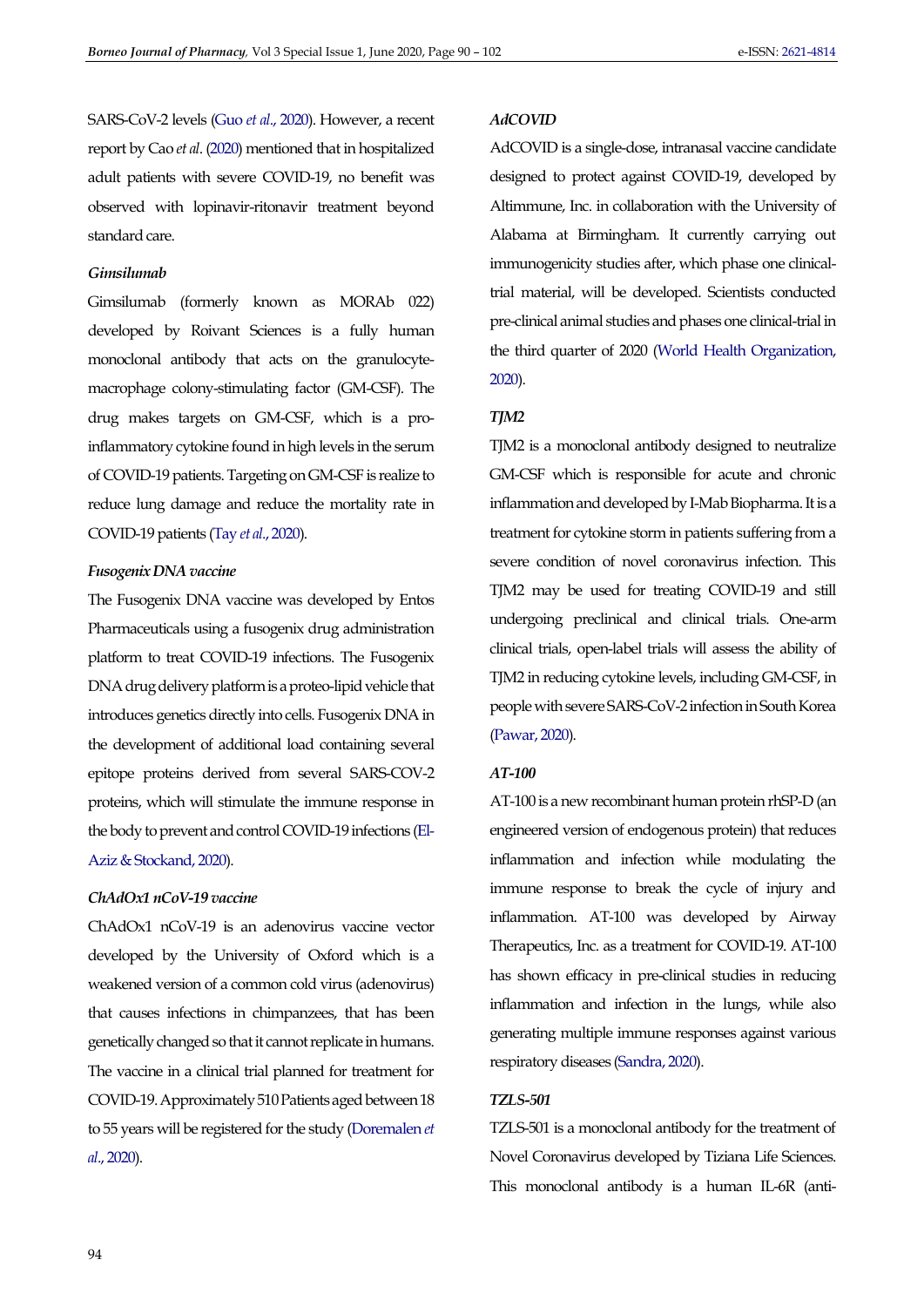SARS-CoV-2 levels (Guo *et al*., 2020). However, a recent report by Cao *et al*. (2020) mentioned that in hospitalized adult patients with severe COVID-19, no benefit was observed with lopinavir-ritonavir treatment beyond standard care.

### *Gimsilumab*

Gimsilumab (formerly known as MORAb 022) developed by Roivant Sciences is a fully human monoclonal antibody that acts on the granulocyte-macrophage colony-stimulating factor (GM-CSF). The drug makes targets on GM-CSF, which is a pro-inflammatory cytokine found in high levels in the serum of COVID-19 patients. Targeting on GM-CSF is realize to reduce lung damage and reduce the mortality rate in COVID-19 patients (Tay *et al*., 2020).

### *Fusogenix DNA vaccine*

The Fusogenix DNA vaccine was developed by Entos Pharmaceuticals using a fusogenix drug administration platform to treat COVID-19 infections. The Fusogenix DNA drug delivery platform is a proteo-lipid vehicle that introduces genetics directly into cells. Fusogenix DNA in the development of additional load containing several epitope proteins derived from several SARS-COV-2 proteins, which will stimulate the immune response in the body to prevent and control COVID-19 infections (El-Aziz & Stockand, 2020).

### *ChAdOx1 nCoV-19 vaccine*

ChAdOx1 nCoV-19 is an adenovirus vaccine vector developed by the University of Oxford which is a weakened version of a common cold virus (adenovirus) that causes infections in chimpanzees, that has been genetically changed so that it cannot replicate in humans. The vaccine in a clinical trial planned for treatment for COVID-19. Approximately 510 Patients aged between 18 to 55 years will be registered for the study (Doremalen *et al*., 2020).

### *AdCOVID*

AdCOVID is a single-dose, intranasal vaccine candidate designed to protect against COVID-19, developed by Altimmune, Inc. in collaboration with the University of Alabama at Birmingham. It currently carrying out immunogenicity studies after, which phase one clinical-trial material, will be developed. Scientists conducted pre-clinical animal studies and phases one clinical-trial in the third quarter of 2020 (World Health Organization, 2020).

### *TJM2*

TJM2 is a monoclonal antibody designed to neutralize GM-CSF which is responsible for acute and chronic inflammation and developed by I-Mab Biopharma. It is a treatment for cytokine storm in patients suffering from a severe condition of novel coronavirus infection. This TJM2 may be used for treating COVID-19 and still undergoing preclinical and clinical trials. One-arm clinical trials, open-label trials will assess the ability of TJM2 in reducing cytokine levels, including GM-CSF, in people with severe SARS-CoV-2 infection in South Korea (Pawar, 2020).

### *AT-100*

AT-100 is a new recombinant human protein rhSP-D (an engineered version of endogenous protein) that reduces inflammation and infection while modulating the immune response to break the cycle of injury and inflammation. AT-100 was developed by Airway Therapeutics, Inc. as a treatment for COVID-19. AT-100 has shown efficacy in pre-clinical studies in reducing inflammation and infection in the lungs, while also generating multiple immune responses against various respiratory diseases (Sandra, 2020).

### *TZLS-501*

TZLS-501 is a monoclonal antibody for the treatment of Novel Coronavirus developed by Tiziana Life Sciences. This monoclonal antibody is a human IL-6R (anti-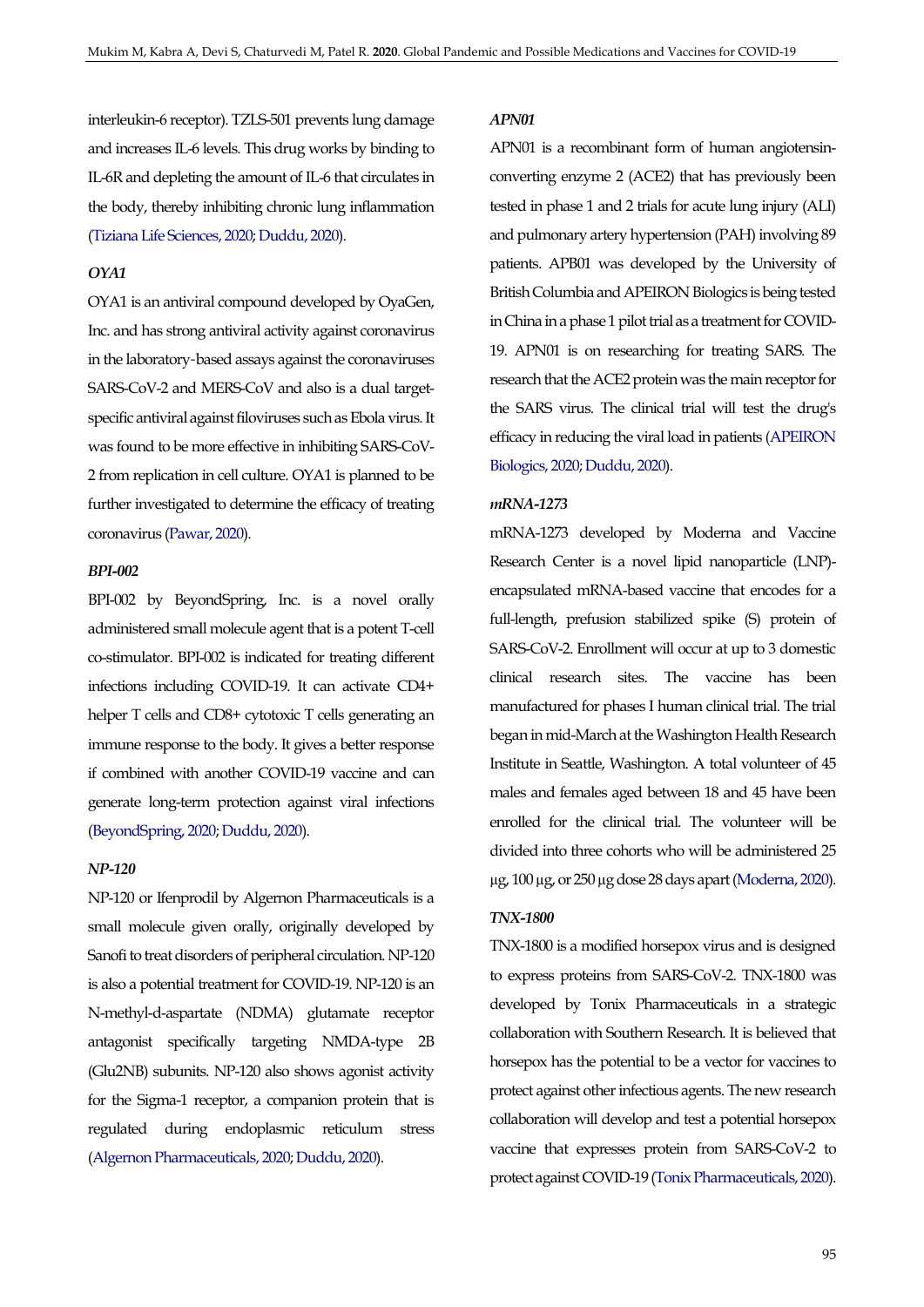interleukin-6 receptor). TZLS-501 prevents lung damage and increases IL-6 levels. This drug works by binding to IL-6R and depleting the amount of IL-6 that circulates in the body, thereby inhibiting chronic lung inflammation (Tiziana Life Sciences, 2020; Duddu, 2020).

### *OYA1*

OYA1 is an antiviral compound developed by OyaGen, Inc. and has strong antiviral activity against coronavirus in the laboratory-based assays against the coronaviruses SARS-CoV-2 and MERS-CoV and also is a dual target-specific antiviral against filoviruses such as Ebola virus. It was found to be more effective in inhibiting SARS-CoV-2 from replication in cell culture. OYA1 is planned to be further investigated to determine the efficacy of treating coronavirus (Pawar, 2020).

### *BPI-002*

BPI-002 by BeyondSpring, Inc. is a novel orally administered small molecule agent that is a potent T-cell co-stimulator. BPI-002 is indicated for treating different infections including COVID-19. It can activate CD4+ helper T cells and CD8+ cytotoxic T cells generating an immune response to the body. It gives a better response if combined with another COVID-19 vaccine and can generate long-term protection against viral infections (BeyondSpring, 2020; Duddu, 2020).

### *NP-120*

NP-120 or Ifenprodil by Algernon Pharmaceuticals is a small molecule given orally, originally developed by Sanofi to treat disorders of peripheral circulation. NP-120 is also a potential treatment for COVID-19. NP-120 is an N-methyl-d-aspartate (NDMA) glutamate receptor antagonist specifically targeting NMDA-type 2B (Glu2NB) subunits. NP-120 also shows agonist activity for the Sigma-1 receptor, a companion protein that is regulated during endoplasmic reticulum stress (Algernon Pharmaceuticals, 2020; Duddu, 2020).

### *APN01*

APN01 is a recombinant form of human angiotensin-converting enzyme 2 (ACE2) that has previously been tested in phase 1 and 2 trials for acute lung injury (ALI) and pulmonary artery hypertension (PAH) involving 89 patients. APB01 was developed by the University of British Columbia and APEIRON Biologics is being tested in China in a phase 1 pilot trial as a treatment for COVID-19. APN01 is on researching for treating SARS. The research that the ACE2 protein was the main receptor for the SARS virus. The clinical trial will test the drug's efficacy in reducing the viral load in patients (APEIRON Biologics, 2020; Duddu, 2020).

### *mRNA-1273*

mRNA-1273 developed by Moderna and Vaccine Research Center is a novel lipid nanoparticle (LNP)-encapsulated mRNA-based vaccine that encodes for a full-length, prefusion stabilized spike (S) protein of SARS-CoV-2. Enrollment will occur at up to 3 domestic clinical research sites. The vaccine has been manufactured for phases I human clinical trial. The trial began in mid-March at the Washington Health Research Institute in Seattle, Washington. A total volunteer of 45 males and females aged between 18 and 45 have been enrolled for the clinical trial. The volunteer will be divided into three cohorts who will be administered 25 µg, 100 µg, or 250 µg dose 28 days apart (Moderna, 2020).

### *TNX-1800*

TNX-1800 is a modified horsepox virus and is designed to express proteins from SARS-CoV-2. TNX-1800 was developed by Tonix Pharmaceuticals in a strategic collaboration with Southern Research. It is believed that horsepox has the potential to be a vector for vaccines to protect against other infectious agents. The new research collaboration will develop and test a potential horsepox vaccine that expresses protein from SARS-CoV-2 to protect against COVID-19 (Tonix Pharmaceuticals, 2020).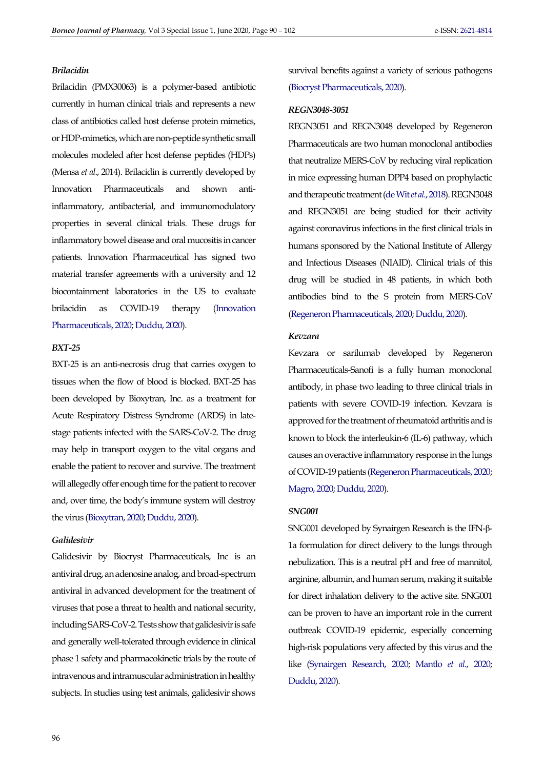*Brilacidin*

Brilacidin (PMX30063) is a polymer-based antibiotic currently in human clinical trials and represents a new class of antibiotics called host defense protein mimetics, or HDP-mimetics, which are non-peptide synthetic small molecules modeled after host defense peptides (HDPs) (Mensa *et al*., 2014). Brilacidin is currently developed by Innovation Pharmaceuticals and shown anti-inflammatory, antibacterial, and immunomodulatory properties in several clinical trials. These drugs for inflammatory bowel disease and oral mucositis in cancer patients. Innovation Pharmaceutical has signed two material transfer agreements with a university and 12 biocontainment laboratories in the US to evaluate brilacidin as COVID-19 therapy (Innovation Pharmaceuticals, 2020; Duddu, 2020).

*BXT-25*

BXT-25 is an anti-necrosis drug that carries oxygen to tissues when the flow of blood is blocked. BXT-25 has been developed by Bioxytran, Inc. as a treatment for Acute Respiratory Distress Syndrome (ARDS) in late-stage patients infected with the SARS-CoV-2. The drug may help in transport oxygen to the vital organs and enable the patient to recover and survive. The treatment will allegedly offer enough time for the patient to recover and, over time, the body's immune system will destroy the virus (Bioxytran, 2020; Duddu, 2020).

*Galidesivir*

Galidesivir by Biocryst Pharmaceuticals, Inc is an antiviral drug, an adenosine analog, and broad-spectrum antiviral in advanced development for the treatment of viruses that pose a threat to health and national security, including SARS-CoV-2. Tests show that galidesivir is safe and generally well-tolerated through evidence in clinical phase 1 safety and pharmacokinetic trials by the route of intravenous and intramuscular administration in healthy subjects. In studies using test animals, galidesivir shows survival benefits against a variety of serious pathogens (Biocryst Pharmaceuticals, 2020).

*REGN3048-3051*

REGN3051 and REGN3048 developed by Regeneron Pharmaceuticals are two human monoclonal antibodies that neutralize MERS-CoV by reducing viral replication in mice expressing human DPP4 based on prophylactic and therapeutic treatment (de Wit *et al*., 2018). REGN3048 and REGN3051 are being studied for their activity against coronavirus infections in the first clinical trials in humans sponsored by the National Institute of Allergy and Infectious Diseases (NIAID). Clinical trials of this drug will be studied in 48 patients, in which both antibodies bind to the S protein from MERS-CoV (Regeneron Pharmaceuticals, 2020; Duddu, 2020).

*Kevzara*

Kevzara or sarilumab developed by Regeneron Pharmaceuticals-Sanofi is a fully human monoclonal antibody, in phase two leading to three clinical trials in patients with severe COVID-19 infection. Kevzara is approved for the treatment of rheumatoid arthritis and is known to block the interleukin-6 (IL-6) pathway, which causes an overactive inflammatory response in the lungs of COVID-19 patients (Regeneron Pharmaceuticals, 2020; Magro, 2020; Duddu, 2020).

*SNG001*

SNG001 developed by Synairgen Research is the IFN-β-1a formulation for direct delivery to the lungs through nebulization. This is a neutral pH and free of mannitol, arginine, albumin, and human serum, making it suitable for direct inhalation delivery to the active site. SNG001 can be proven to have an important role in the current outbreak COVID-19 epidemic, especially concerning high-risk populations very affected by this virus and the like (Synairgen Research, 2020; Mantlo *et al*., 2020; Duddu, 2020).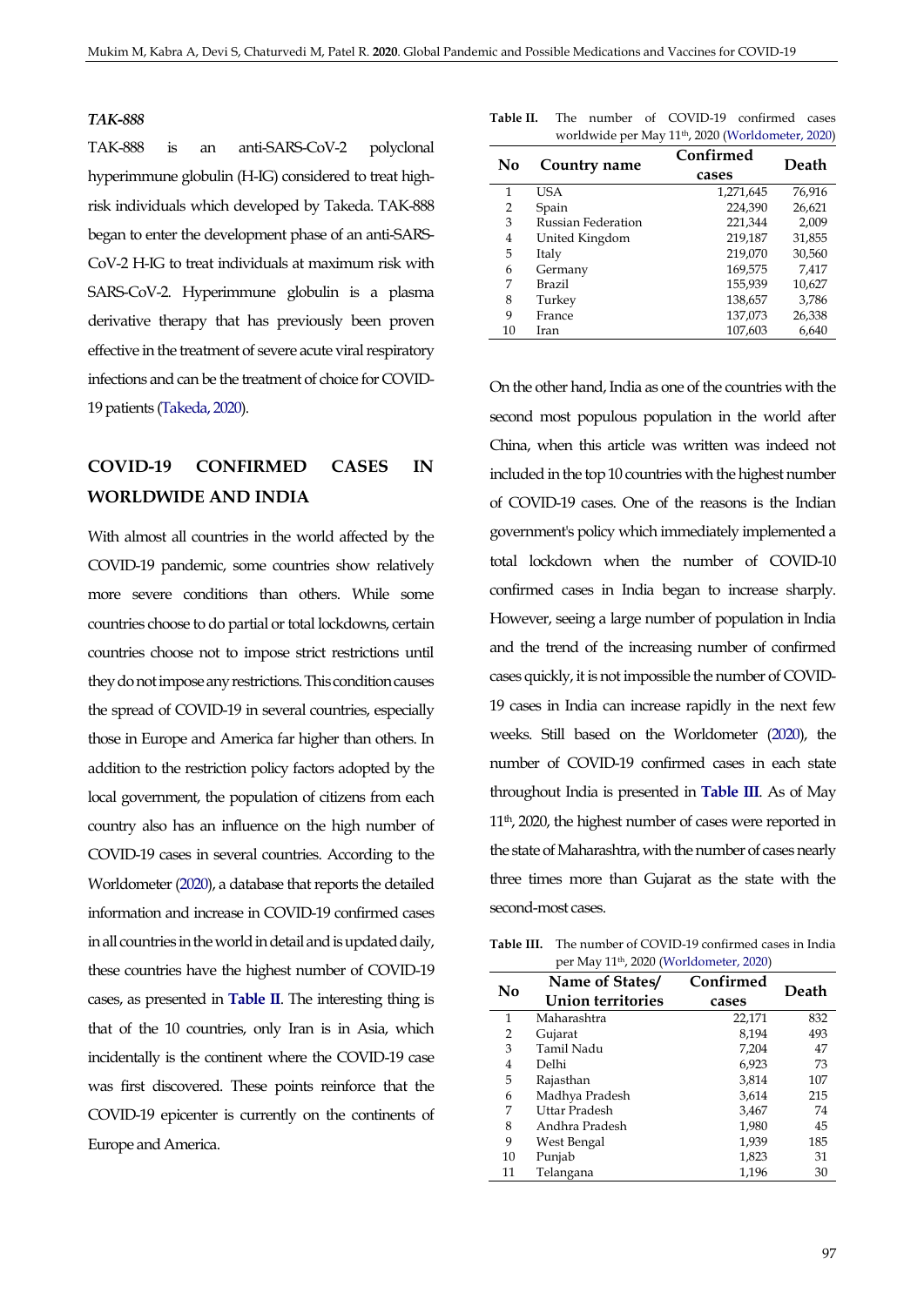### *TAK-888*

TAK-888 is an anti-SARS-CoV-2 polyclonal hyperimmune globulin (H-IG) considered to treat high-risk individuals which developed by Takeda. TAK-888 began to enter the development phase of an anti-SARS-CoV-2 H-IG to treat individuals at maximum risk with SARS-CoV-2. Hyperimmune globulin is a plasma derivative therapy that has previously been proven effective in the treatment of severe acute viral respiratory infections and can be the treatment of choice for COVID-19 patients (Takeda, 2020).

## COVID-19 CONFIRMED CASES IN WORLDWIDE AND INDIA

With almost all countries in the world affected by the COVID-19 pandemic, some countries show relatively more severe conditions than others. While some countries choose to do partial or total lockdowns, certain countries choose not to impose strict restrictions until they do not impose any restrictions. This condition causes the spread of COVID-19 in several countries, especially those in Europe and America far higher than others. In addition to the restriction policy factors adopted by the local government, the population of citizens from each country also has an influence on the high number of COVID-19 cases in several countries. According to the Worldometer (2020), a database that reports the detailed information and increase in COVID-19 confirmed cases in all countries in the world in detail and is updated daily, these countries have the highest number of COVID-19 cases, as presented in **Table II**. The interesting thing is that of the 10 countries, only Iran is in Asia, which incidentally is the continent where the COVID-19 case was first discovered. These points reinforce that the COVID-19 epicenter is currently on the continents of Europe and America.

**Table II.** The number of COVID-19 confirmed cases worldwide per May 11th, 2020 (Worldometer, 2020)

| No | Country name | Confirmed cases | Death |
|---|---|---|---|
| 1 | USA | 1,271,645 | 76,916 |
| 2 | Spain | 224,390 | 26,621 |
| 3 | Russian Federation | 221,344 | 2,009 |
| 4 | United Kingdom | 219,187 | 31,855 |
| 5 | Italy | 219,070 | 30,560 |
| 6 | Germany | 169,575 | 7,417 |
| 7 | Brazil | 155,939 | 10,627 |
| 8 | Turkey | 138,657 | 3,786 |
| 9 | France | 137,073 | 26,338 |
| 10 | Iran | 107,603 | 6,640 |

On the other hand, India as one of the countries with the second most populous population in the world after China, when this article was written was indeed not included in the top 10 countries with the highest number of COVID-19 cases. One of the reasons is the Indian government's policy which immediately implemented a total lockdown when the number of COVID-10 confirmed cases in India began to increase sharply. However, seeing a large number of population in India and the trend of the increasing number of confirmed cases quickly, it is not impossible the number of COVID-19 cases in India can increase rapidly in the next few weeks. Still based on the Worldometer (2020), the number of COVID-19 confirmed cases in each state throughout India is presented in **Table III**. As of May 11th, 2020, the highest number of cases were reported in the state of Maharashtra, with the number of cases nearly three times more than Gujarat as the state with the second-most cases.

**Table III.** The number of COVID-19 confirmed cases in India per May 11th, 2020 (Worldometer, 2020)

| No | Name of States/ Union territories | Confirmed cases | Death |
|---|---|---|---|
| 1 | Maharashtra | 22,171 | 832 |
| 2 | Gujarat | 8,194 | 493 |
| 3 | Tamil Nadu | 7,204 | 47 |
| 4 | Delhi | 6,923 | 73 |
| 5 | Rajasthan | 3,814 | 107 |
| 6 | Madhya Pradesh | 3,614 | 215 |
| 7 | Uttar Pradesh | 3,467 | 74 |
| 8 | Andhra Pradesh | 1,980 | 45 |
| 9 | West Bengal | 1,939 | 185 |
| 10 | Punjab | 1,823 | 31 |
| 11 | Telangana | 1,196 | 30 |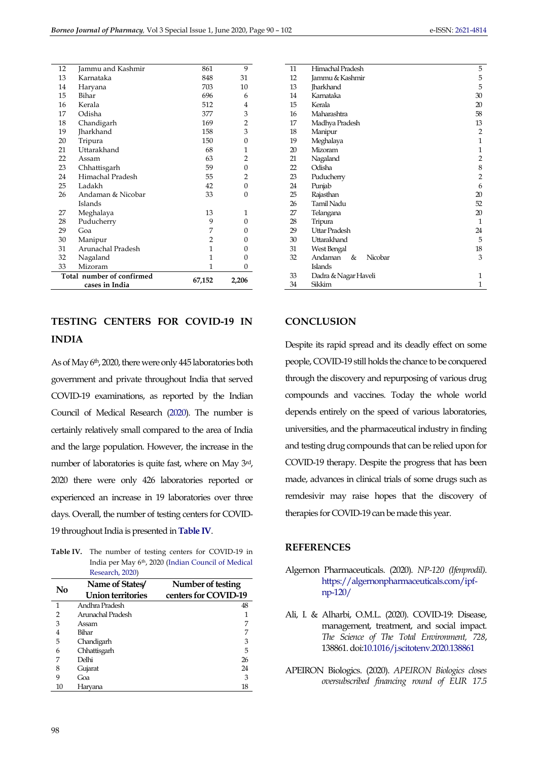| 12 | Jammu and Kashmir | 861 | 9 |
|---|---|---|---|
| 13 | Karnataka | 848 | 31 |
| 14 | Haryana | 703 | 10 |
| 15 | Bihar | 696 | 6 |
| 16 | Kerala | 512 | 4 |
| 17 | Odisha | 377 | 3 |
| 18 | Chandigarh | 169 | 2 |
| 19 | Jharkhand | 158 | 3 |
| 20 | Tripura | 150 | 0 |
| 21 | Uttarakhand | 68 | 1 |
| 22 | Assam | 63 | 2 |
| 23 | Chhattisgarh | 59 | 0 |
| 24 | Himachal Pradesh | 55 | 2 |
| 25 | Ladakh | 42 | 0 |
| 26 | Andaman & Nicobar Islands | 33 | 0 |
| 27 | Meghalaya | 13 | 1 |
| 28 | Puducherry | 9 | 0 |
| 29 | Goa | 7 | 0 |
| 30 | Manipur | 2 | 0 |
| 31 | Arunachal Pradesh | 1 | 0 |
| 32 | Nagaland | 1 | 0 |
| 33 | Mizoram | 1 | 0 |
| Total number of confirmed cases in India | | 67,152 | 2,206 |

## TESTING CENTERS FOR COVID-19 IN INDIA

As of May 6th, 2020, there were only 445 laboratories both government and private throughout India that served COVID-19 examinations, as reported by the Indian Council of Medical Research (2020). The number is certainly relatively small compared to the area of India and the large population. However, the increase in the number of laboratories is quite fast, where on May 3rd, 2020 there were only 426 laboratories reported or experienced an increase in 19 laboratories over three days. Overall, the number of testing centers for COVID-19 throughout India is presented in **Table IV**.

**Table IV.** The number of testing centers for COVID-19 in India per May 6th, 2020 (Indian Council of Medical Research, 2020)

| No | Name of States/ Union territories | Number of testing centers for COVID-19 |
|---|---|---|
| 1 | Andhra Pradesh | 48 |
| 2 | Arunachal Pradesh | 1 |
| 3 | Assam | 7 |
| 4 | Bihar | 7 |
| 5 | Chandigarh | 3 |
| 6 | Chhattisgarh | 5 |
| 7 | Delhi | 26 |
| 8 | Gujarat | 24 |
| 9 | Goa | 3 |
| 10 | Haryana | 18 |
| 11 | Himachal Pradesh | 5 |
| 12 | Jammu & Kashmir | 5 |
| 13 | Jharkhand | 5 |
| 14 | Karnataka | 30 |
| 15 | Kerala | 20 |
| 16 | Maharashtra | 58 |
| 17 | Madhya Pradesh | 13 |
| 18 | Manipur | 2 |
| 19 | Meghalaya | 1 |
| 20 | Mizoram | 1 |
| 21 | Nagaland | 2 |
| 22 | Odisha | 8 |
| 23 | Puducherry | 2 |
| 24 | Punjab | 6 |
| 25 | Rajasthan | 20 |
| 26 | Tamil Nadu | 52 |
| 27 | Telangana | 20 |
| 28 | Tripura | 1 |
| 29 | Uttar Pradesh | 24 |
| 30 | Uttarakhand | 5 |
| 31 | West Bengal | 18 |
| 32 | Andaman & Nicobar Islands | 3 |
| 33 | Dadra & Nagar Haveli | 1 |
| 34 | Sikkim | 1 |

## CONCLUSION

Despite its rapid spread and its deadly effect on some people, COVID-19 still holds the chance to be conquered through the discovery and repurposing of various drug compounds and vaccines. Today the whole world depends entirely on the speed of various laboratories, universities, and the pharmaceutical industry in finding and testing drug compounds that can be relied upon for COVID-19 therapy. Despite the progress that has been made, advances in clinical trials of some drugs such as remdesivir may raise hopes that the discovery of therapies for COVID-19 can be made this year.

## REFERENCES

Algernon Pharmaceuticals. (2020). *NP-120 (Ifenprodil)*. https://algernonpharmaceuticals.com/ipf-np-120/

Ali, I. & Alharbi, O.M.L. (2020). COVID-19: Disease, management, treatment, and social impact. *The Science of The Total Environment, 728*, 138861. doi:10.1016/j.scitotenv.2020.138861

APEIRON Biologics. (2020). *APEIRON Biologics closes oversubscribed financing round of EUR 17.5*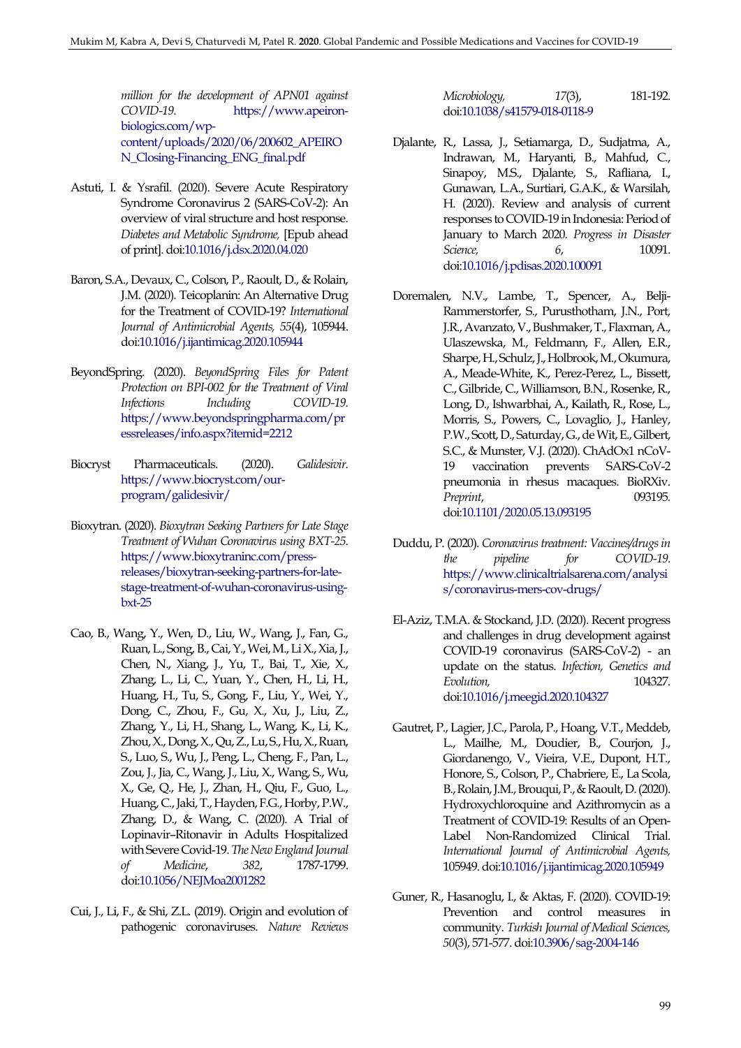million for the development of APN01 against COVID-19. https://www.apeiron-biologics.com/wp-content/uploads/2020/06/200602_APEIRON_Closing-Financing_ENG_final.pdf

Astuti, I. & Ysrafil. (2020). Severe Acute Respiratory Syndrome Coronavirus 2 (SARS-CoV-2): An overview of viral structure and host response. *Diabetes and Metabolic Syndrome,* [Epub ahead of print]. doi:10.1016/j.dsx.2020.04.020

Baron, S.A., Devaux, C., Colson, P., Raoult, D., & Rolain, J.M. (2020). Teicoplanin: An Alternative Drug for the Treatment of COVID-19? *International Journal of Antimicrobial Agents, 55*(4), 105944. doi:10.1016/j.ijantimicag.2020.105944

BeyondSpring. (2020). *BeyondSpring Files for Patent Protection on BPI-002 for the Treatment of Viral Infections Including COVID-19.* https://www.beyondspringpharma.com/pressreleases/info.aspx?itemid=2212

Biocryst Pharmaceuticals. (2020). *Galidesivir.* https://www.biocryst.com/our-program/galidesivir/

Bioxytran. (2020). *Bioxytran Seeking Partners for Late Stage Treatment of Wuhan Coronavirus using BXT-25.* https://www.bioxytraninc.com/press-releases/bioxytran-seeking-partners-for-late-stage-treatment-of-wuhan-coronavirus-using-bxt-25

Cao, B., Wang, Y., Wen, D., Liu, W., Wang, J., Fan, G., Ruan, L., Song, B., Cai, Y., Wei, M., Li X., Xia, J., Chen, N., Xiang, J., Yu, T., Bai, T., Xie, X., Zhang, L., Li, C., Yuan, Y., Chen, H., Li, H., Huang, H., Tu, S., Gong, F., Liu, Y., Wei, Y., Dong, C., Zhou, F., Gu, X., Xu, J., Liu, Z., Zhang, Y., Li, H., Shang, L., Wang, K., Li, K., Zhou, X., Dong, X., Qu, Z., Lu, S., Hu, X., Ruan, S., Luo, S., Wu, J., Peng, L., Cheng, F., Pan, L., Zou, J., Jia, C., Wang, J., Liu, X., Wang, S., Wu, X., Ge, Q., He, J., Zhan, H., Qiu, F., Guo, L., Huang, C., Jaki, T., Hayden, F.G., Horby, P.W., Zhang, D., & Wang, C. (2020). A Trial of Lopinavir–Ritonavir in Adults Hospitalized with Severe Covid-19. *The New England Journal of Medicine*, *382*, 1787-1799. doi:10.1056/NEJMoa2001282

Cui, J., Li, F., & Shi, Z.L. (2019). Origin and evolution of pathogenic coronaviruses. *Nature Reviews Microbiology, 17*(3), 181-192. doi:10.1038/s41579-018-0118-9

Djalante, R., Lassa, J., Setiamarga, D., Sudjatma, A., Indrawan, M., Haryanti, B., Mahfud, C., Sinapoy, M.S., Djalante, S., Rafliana, I., Gunawan, L.A., Surtiari, G.A.K., & Warsilah, H. (2020). Review and analysis of current responses to COVID-19 in Indonesia: Period of January to March 2020. *Progress in Disaster Science, 6*, 10091. doi:10.1016/j.pdisas.2020.100091

Doremalen, N.V., Lambe, T., Spencer, A., Belji-Rammerstorfer, S., Purusthotham, J.N., Port, J.R., Avanzato, V., Bushmaker, T., Flaxman, A., Ulaszewska, M., Feldmann, F., Allen, E.R., Sharpe, H., Schulz, J., Holbrook, M., Okumura, A., Meade-White, K., Perez-Perez, L., Bissett, C., Gilbride, C., Williamson, B.N., Rosenke, R., Long, D., Ishwarbhai, A., Kailath, R., Rose, L., Morris, S., Powers, C., Lovaglio, J., Hanley, P.W., Scott, D., Saturday, G., de Wit, E., Gilbert, S.C., & Munster, V.J. (2020). ChAdOx1 nCoV-19 vaccination prevents SARS-CoV-2 pneumonia in rhesus macaques. BioRXiv. *Preprint*, 093195. doi:10.1101/2020.05.13.093195

Duddu, P. (2020). *Coronavirus treatment: Vaccines/drugs in the pipeline for COVID-19.* https://www.clinicaltrialsarena.com/analysis/coronavirus-mers-cov-drugs/

El-Aziz, T.M.A. & Stockand, J.D. (2020). Recent progress and challenges in drug development against COVID-19 coronavirus (SARS-CoV-2) - an update on the status. *Infection, Genetics and Evolution,* 104327. doi:10.1016/j.meegid.2020.104327

Gautret, P., Lagier, J.C., Parola, P., Hoang, V.T., Meddeb, L., Mailhe, M., Doudier, B., Courjon, J., Giordanengo, V., Vieira, V.E., Dupont, H.T., Honore, S., Colson, P., Chabriere, E., La Scola, B., Rolain, J.M., Brouqui, P., & Raoult, D. (2020). Hydroxychloroquine and Azithromycin as a Treatment of COVID-19: Results of an Open-Label Non-Randomized Clinical Trial. *International Journal of Antimicrobial Agents,* 105949. doi:10.1016/j.ijantimicag.2020.105949

Guner, R., Hasanoglu, I., & Aktas, F. (2020). COVID-19: Prevention and control measures in community. *Turkish Journal of Medical Sciences, 50*(3), 571-577. doi:10.3906/sag-2004-146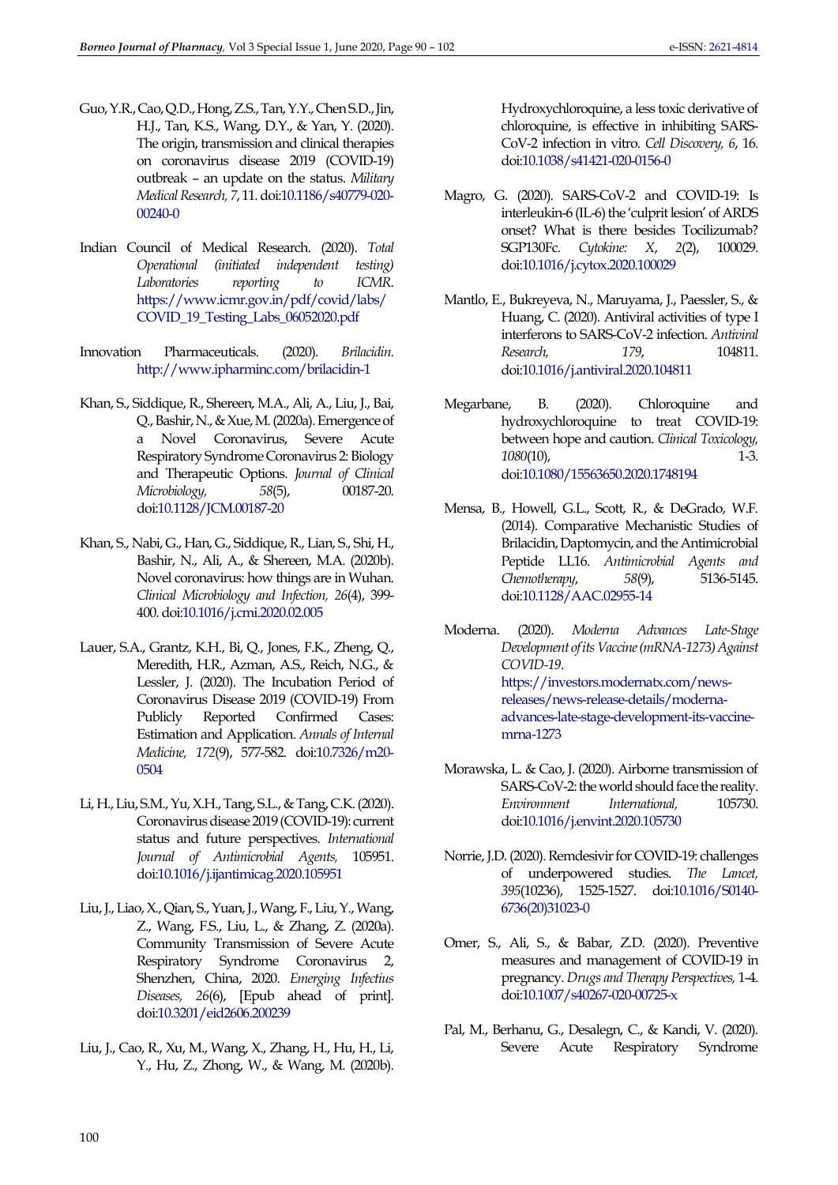Guo, Y.R., Cao, Q.D., Hong, Z.S., Tan, Y.Y., Chen S.D., Jin, H.J., Tan, K.S., Wang, D.Y., & Yan, Y. (2020). The origin, transmission and clinical therapies on coronavirus disease 2019 (COVID-19) outbreak – an update on the status. *Military Medical Research, 7*, 11. doi:10.1186/s40779-020-00240-0

Indian Council of Medical Research. (2020). *Total Operational (initiated independent testing) Laboratories reporting to ICMR*. https://www.icmr.gov.in/pdf/covid/labs/COVID_19_Testing_Labs_06052020.pdf

Innovation Pharmaceuticals. (2020). *Brilacidin*. http://www.ipharminc.com/brilacidin-1

Khan, S., Siddique, R., Shereen, M.A., Ali, A., Liu, J., Bai, Q., Bashir, N., & Xue, M. (2020a). Emergence of a Novel Coronavirus, Severe Acute Respiratory Syndrome Coronavirus 2: Biology and Therapeutic Options. *Journal of Clinical Microbiology, 58*(5), 00187-20. doi:10.1128/JCM.00187-20

Khan, S., Nabi, G., Han, G., Siddique, R., Lian, S., Shi, H., Bashir, N., Ali, A., & Shereen, M.A. (2020b). Novel coronavirus: how things are in Wuhan. *Clinical Microbiology and Infection, 26*(4), 399-400. doi:10.1016/j.cmi.2020.02.005

Lauer, S.A., Grantz, K.H., Bi, Q., Jones, F.K., Zheng, Q., Meredith, H.R., Azman, A.S., Reich, N.G., & Lessler, J. (2020). The Incubation Period of Coronavirus Disease 2019 (COVID-19) From Publicly Reported Confirmed Cases: Estimation and Application. *Annals of Internal Medicine, 172*(9), 577-582. doi:10.7326/m20-0504

Li, H., Liu, S.M., Yu, X.H., Tang, S.L., & Tang, C.K. (2020). Coronavirus disease 2019 (COVID-19): current status and future perspectives. *International Journal of Antimicrobial Agents,* 105951. doi:10.1016/j.ijantimicag.2020.105951

Liu, J., Liao, X., Qian, S., Yuan, J., Wang, F., Liu, Y., Wang, Z., Wang, F.S., Liu, L., & Zhang, Z. (2020a). Community Transmission of Severe Acute Respiratory Syndrome Coronavirus 2, Shenzhen, China, 2020. *Emerging Infectius Diseases, 26*(6), [Epub ahead of print]. doi:10.3201/eid2606.200239

Liu, J., Cao, R., Xu, M., Wang, X., Zhang, H., Hu, H., Li, Y., Hu, Z., Zhong, W., & Wang, M. (2020b). Hydroxychloroquine, a less toxic derivative of chloroquine, is effective in inhibiting SARS-CoV-2 infection in vitro. *Cell Discovery, 6*, 16. doi:10.1038/s41421-020-0156-0

Magro, G. (2020). SARS-CoV-2 and COVID-19: Is interleukin-6 (IL-6) the 'culprit lesion' of ARDS onset? What is there besides Tocilizumab? SGP130Fc. *Cytokine: X*, *2*(2), 100029. doi:10.1016/j.cytox.2020.100029

Mantlo, E., Bukreyeva, N., Maruyama, J., Paessler, S., & Huang, C. (2020). Antiviral activities of type I interferons to SARS-CoV-2 infection. *Antiviral Research, 179*, 104811. doi:10.1016/j.antiviral.2020.104811

Megarbane, B. (2020). Chloroquine and hydroxychloroquine to treat COVID-19: between hope and caution. *Clinical Toxicology, 1080*(10), 1-3. doi:10.1080/15563650.2020.1748194

Mensa, B., Howell, G.L., Scott, R., & DeGrado, W.F. (2014). Comparative Mechanistic Studies of Brilacidin, Daptomycin, and the Antimicrobial Peptide LL16. *Antimicrobial Agents and Chemotherapy*, *58*(9), 5136-5145. doi:10.1128/AAC.02955-14

Moderna. (2020). *Moderna Advances Late-Stage Development of its Vaccine (mRNA-1273) Against COVID-19*. https://investors.modernatx.com/news-releases/news-release-details/moderna-advances-late-stage-development-its-vaccine-mrna-1273

Morawska, L. & Cao, J. (2020). Airborne transmission of SARS-CoV-2: the world should face the reality. *Environment International,* 105730. doi:10.1016/j.envint.2020.105730

Norrie, J.D. (2020). Remdesivir for COVID-19: challenges of underpowered studies. *The Lancet, 395*(10236), 1525-1527. doi:10.1016/S0140-6736(20)31023-0

Omer, S., Ali, S., & Babar, Z.D. (2020). Preventive measures and management of COVID-19 in pregnancy. *Drugs and Therapy Perspectives,* 1-4. doi:10.1007/s40267-020-00725-x

Pal, M., Berhanu, G., Desalegn, C., & Kandi, V. (2020). Severe Acute Respiratory Syndrome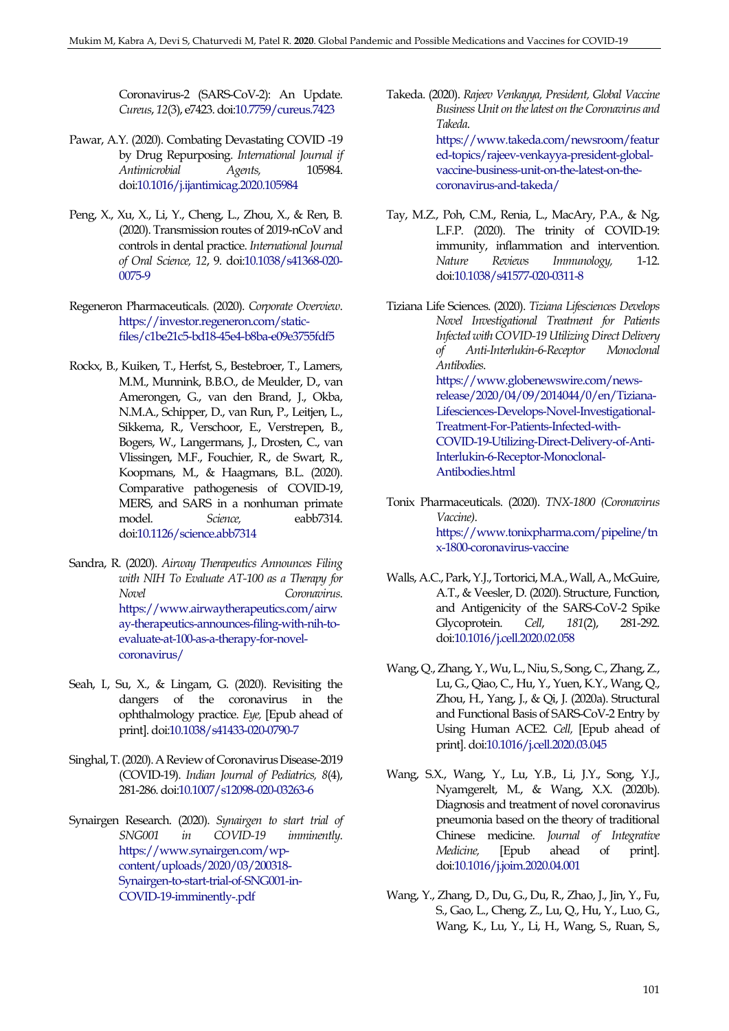Coronavirus-2 (SARS-CoV-2): An Update. *Cureus*, *12*(3), e7423. doi:10.7759/cureus.7423

Pawar, A.Y. (2020). Combating Devastating COVID -19 by Drug Repurposing. *International Journal if Antimicrobial Agents,* 105984. doi:10.1016/j.ijantimicag.2020.105984

Peng, X., Xu, X., Li, Y., Cheng, L., Zhou, X., & Ren, B. (2020). Transmission routes of 2019-nCoV and controls in dental practice. *International Journal of Oral Science, 12*, 9. doi:10.1038/s41368-020-0075-9

Regeneron Pharmaceuticals. (2020). *Corporate Overview*. https://investor.regeneron.com/static-files/c1be21c5-bd18-45e4-b8ba-e09e3755fdf5

Rockx, B., Kuiken, T., Herfst, S., Bestebroer, T., Lamers, M.M., Munnink, B.B.O., de Meulder, D., van Amerongen, G., van den Brand, J., Okba, N.M.A., Schipper, D., van Run, P., Leitjen, L., Sikkema, R., Verschoor, E., Verstrepen, B., Bogers, W., Langermans, J., Drosten, C., van Vlissingen, M.F., Fouchier, R., de Swart, R., Koopmans, M., & Haagmans, B.L. (2020). Comparative pathogenesis of COVID-19, MERS, and SARS in a nonhuman primate model. *Science,* eabb7314. doi:10.1126/science.abb7314

Sandra, R. (2020). *Airway Therapeutics Announces Filing with NIH To Evaluate AT-100 as a Therapy for Novel Coronavirus*. https://www.airwaytherapeutics.com/airway-therapeutics-announces-filing-with-nih-to-evaluate-at-100-as-a-therapy-for-novel-coronavirus/

Seah, I., Su, X., & Lingam, G. (2020). Revisiting the dangers of the coronavirus in the ophthalmology practice. *Eye,* [Epub ahead of print]. doi:10.1038/s41433-020-0790-7

Singhal, T. (2020). A Review of Coronavirus Disease-2019 (COVID-19). *Indian Journal of Pediatrics, 8*(4), 281-286. doi:10.1007/s12098-020-03263-6

Synairgen Research. (2020). *Synairgen to start trial of SNG001 in COVID-19 imminently*. https://www.synairgen.com/wp-content/uploads/2020/03/200318-Synairgen-to-start-trial-of-SNG001-in-COVID-19-imminently-.pdf

Takeda. (2020). *Rajeev Venkayya, President, Global Vaccine Business Unit on the latest on the Coronavirus and Takeda*. https://www.takeda.com/newsroom/featured-topics/rajeev-venkayya-president-global-vaccine-business-unit-on-the-latest-on-the-coronavirus-and-takeda/

Tay, M.Z., Poh, C.M., Renia, L., MacAry, P.A., & Ng, L.F.P. (2020). The trinity of COVID-19: immunity, inflammation and intervention. *Nature Reviews Immunology,* 1-12. doi:10.1038/s41577-020-0311-8

Tiziana Life Sciences. (2020). *Tiziana Lifesciences Develops Novel Investigational Treatment for Patients Infected with COVID-19 Utilizing Direct Delivery of Anti-Interlukin-6-Receptor Monoclonal Antibodies*. https://www.globenewswire.com/news-release/2020/04/09/2014044/0/en/Tiziana-Lifesciences-Develops-Novel-Investigational-Treatment-For-Patients-Infected-with-COVID-19-Utilizing-Direct-Delivery-of-Anti-Interlukin-6-Receptor-Monoclonal-Antibodies.html

Tonix Pharmaceuticals. (2020). *TNX-1800 (Coronavirus Vaccine)*. https://www.tonixpharma.com/pipeline/tnx-1800-coronavirus-vaccine

Walls, A.C., Park, Y.J., Tortorici, M.A., Wall, A., McGuire, A.T., & Veesler, D. (2020). Structure, Function, and Antigenicity of the SARS-CoV-2 Spike Glycoprotein. *Cell*, *181*(2), 281-292. doi:10.1016/j.cell.2020.02.058

Wang, Q., Zhang, Y., Wu, L., Niu, S., Song, C., Zhang, Z., Lu, G., Qiao, C., Hu, Y., Yuen, K.Y., Wang, Q., Zhou, H., Yang, J., & Qi, J. (2020a). Structural and Functional Basis of SARS-CoV-2 Entry by Using Human ACE2. *Cell,* [Epub ahead of print]. doi:10.1016/j.cell.2020.03.045

Wang, S.X., Wang, Y., Lu, Y.B., Li, J.Y., Song, Y.J., Nyamgerelt, M., & Wang, X.X. (2020b). Diagnosis and treatment of novel coronavirus pneumonia based on the theory of traditional Chinese medicine. *Journal of Integrative Medicine,* [Epub ahead of print]. doi:10.1016/j.joim.2020.04.001

Wang, Y., Zhang, D., Du, G., Du, R., Zhao, J., Jin, Y., Fu, S., Gao, L., Cheng, Z., Lu, Q., Hu, Y., Luo, G., Wang, K., Lu, Y., Li, H., Wang, S., Ruan, S.,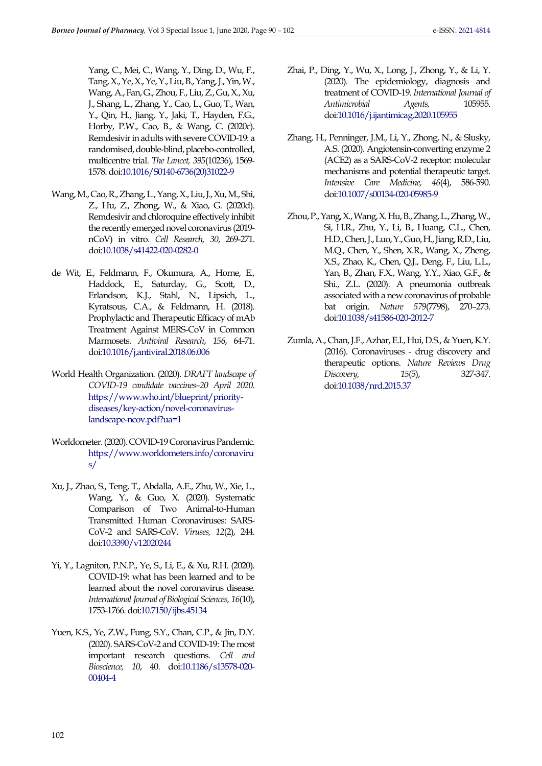Yang, C., Mei, C., Wang, Y., Ding, D., Wu, F., Tang, X., Ye, X., Ye, Y., Liu, B., Yang, J., Yin, W., Wang, A., Fan, G., Zhou, F., Liu, Z., Gu, X., Xu, J., Shang, L., Zhang, Y., Cao, L., Guo, T., Wan, Y., Qin, H., Jiang, Y., Jaki, T., Hayden, F.G., Horby, P.W., Cao, B., & Wang, C. (2020c). Remdesivir in adults with severe COVID-19: a randomised, double-blind, placebo-controlled, multicentre trial. *The Lancet, 395*(10236), 1569-1578. doi:10.1016/S0140-6736(20)31022-9

Wang, M., Cao, R., Zhang, L., Yang, X., Liu, J., Xu, M., Shi, Z., Hu, Z., Zhong, W., & Xiao, G. (2020d). Remdesivir and chloroquine effectively inhibit the recently emerged novel coronavirus (2019-nCoV) in vitro. *Cell Research, 30*, 269-271. doi:10.1038/s41422-020-0282-0

de Wit, E., Feldmann, F., Okumura, A., Horne, E., Haddock, E., Saturday, G., Scott, D., Erlandson, K.J., Stahl, N., Lipsich, L., Kyratsous, C.A., & Feldmann, H. (2018). Prophylactic and Therapeutic Efficacy of mAb Treatment Against MERS-CoV in Common Marmosets. *Antiviral Research*, *156*, 64-71. doi:10.1016/j.antiviral.2018.06.006

World Health Organization. (2020). *DRAFT landscape of COVID-19 candidate vaccines–20 April 2020*. https://www.who.int/blueprint/priority-diseases/key-action/novel-coronavirus-landscape-ncov.pdf?ua=1

Worldometer. (2020). COVID-19 Coronavirus Pandemic. https://www.worldometers.info/coronavirus/

Xu, J., Zhao, S., Teng, T., Abdalla, A.E., Zhu, W., Xie, L., Wang, Y., & Guo, X. (2020). Systematic Comparison of Two Animal-to-Human Transmitted Human Coronaviruses: SARS-CoV-2 and SARS-CoV. *Viruses, 12*(2), 244. doi:10.3390/v12020244

Yi, Y., Lagniton, P.N.P., Ye, S., Li, E., & Xu, R.H. (2020). COVID-19: what has been learned and to be learned about the novel coronavirus disease. *International Journal of Biological Sciences, 16*(10), 1753-1766. doi:10.7150/ijbs.45134

Yuen, K.S., Ye, Z.W., Fung, S.Y., Chan, C.P., & Jin, D.Y. (2020). SARS-CoV-2 and COVID-19: The most important research questions. *Cell and Bioscience, 10*, 40. doi:10.1186/s13578-020-00404-4

Zhai, P., Ding, Y., Wu, X., Long, J., Zhong, Y., & Li, Y. (2020). The epidemiology, diagnosis and treatment of COVID-19. *International Journal of Antimicrobial Agents,* 105955. doi:10.1016/j.ijantimicag.2020.105955

Zhang, H., Penninger, J.M., Li, Y., Zhong, N., & Slusky, A.S. (2020). Angiotensin-converting enzyme 2 (ACE2) as a SARS-CoV-2 receptor: molecular mechanisms and potential therapeutic target. *Intensive Care Medicine, 46*(4), 586-590. doi:10.1007/s00134-020-05985-9

Zhou, P., Yang, X., Wang, X. Hu, B., Zhang, L., Zhang, W., Si, H.R., Zhu, Y., Li, B., Huang, C.L., Chen, H.D., Chen, J., Luo, Y., Guo, H., Jiang, R.D., Liu, M.Q., Chen, Y., Shen, X.R., Wang, X., Zheng, X.S., Zhao, K., Chen, Q.J., Deng, F., Liu, L.L., Yan, B., Zhan, F.X., Wang, Y.Y., Xiao, G.F., & Shi., Z.L. (2020). A pneumonia outbreak associated with a new coronavirus of probable bat origin. *Nature 579*(7798), 270–273. doi:10.1038/s41586-020-2012-7

Zumla, A., Chan, J.F., Azhar, E.I., Hui, D.S., & Yuen, K.Y. (2016). Coronaviruses - drug discovery and therapeutic options. *Nature Reviews Drug Discovery, 15*(5), 327-347. doi:10.1038/nrd.2015.37